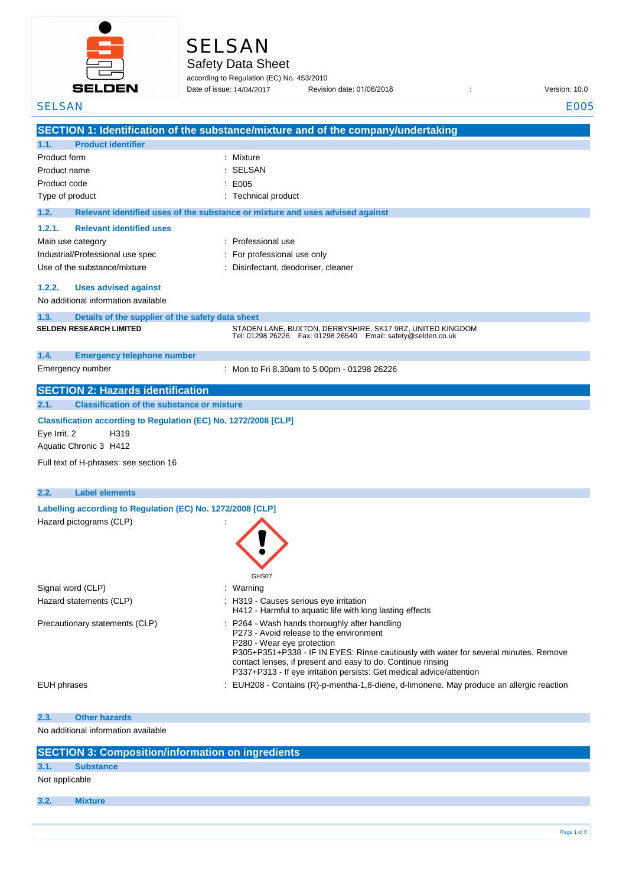# SELSAN

## Safety Data Sheet

according to Regulation (EC) No. 453/2010

Date of issue: 14/04/2017 Revision date: 01/06/2018 : Version: 10.0

SELSAN E005

## SECTION 1: Identification of the substance/mixture and of the company/undertaking

### 1.1. Product identifier

| | |
|---|---|
| Product form | : Mixture |
| Product name | : SELSAN |
| Product code | : E005 |
| Type of product | : Technical product |

### 1.2. Relevant identified uses of the substance or mixture and uses advised against

#### 1.2.1. Relevant identified uses

| | |
|---|---|
| Main use category | : Professional use |
| Industrial/Professional use spec | : For professional use only |
| Use of the substance/mixture | : Disinfectant, deodoriser, cleaner |

#### 1.2.2. Uses advised against

No additional information available

### 1.3. Details of the supplier of the safety data sheet

**SELDEN RESEARCH LIMITED**

STADEN LANE, BUXTON, DERBYSHIRE, SK17 9RZ, UNITED KINGDOM
Tel: 01298 26226 Fax: 01298 26540 Email: safety@selden.co.uk

### 1.4. Emergency telephone number

| | |
|---|---|
| Emergency number | : Mon to Fri 8.30am to 5.00pm - 01298 26226 |

## SECTION 2: Hazards identification

### 2.1. Classification of the substance or mixture

**Classification according to Regulation (EC) No. 1272/2008 [CLP]**

Eye Irrit. 2 H319
Aquatic Chronic 3 H412

Full text of H-phrases: see section 16

### 2.2. Label elements

**Labelling according to Regulation (EC) No. 1272/2008 [CLP]**

Hazard pictograms (CLP) :

GHS07

| | |
|---|---|
| Signal word (CLP) | : Warning |
| Hazard statements (CLP) | : H319 - Causes serious eye irritation<br>H412 - Harmful to aquatic life with long lasting effects |
| Precautionary statements (CLP) | : P264 - Wash hands thoroughly after handling<br>P273 - Avoid release to the environment<br>P280 - Wear eye protection<br>P305+P351+P338 - IF IN EYES: Rinse cautiously with water for several minutes. Remove contact lenses, if present and easy to do. Continue rinsing<br>P337+P313 - If eye irritation persists: Get medical advice/attention |
| EUH phrases | : EUH208 - Contains (R)-p-mentha-1,8-diene, d-limonene. May produce an allergic reaction |

### 2.3. Other hazards

No additional information available

## SECTION 3: Composition/information on ingredients

### 3.1. Substance

Not applicable

### 3.2. Mixture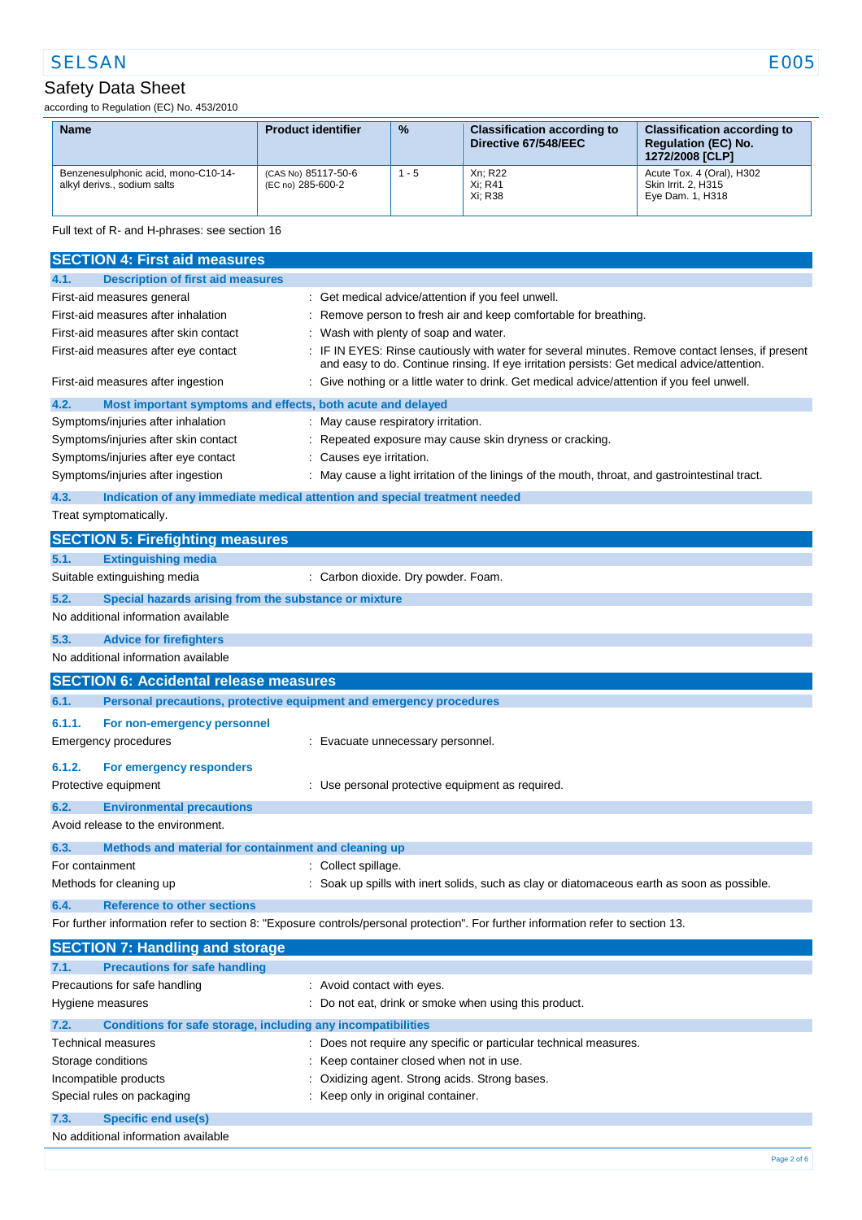| Name | Product identifier | % | Classification according to Directive 67/548/EEC | Classification according to Regulation (EC) No. 1272/2008 [CLP] |
|---|---|---|---|---|
| Benzenesulphonic acid, mono-C10-14-alkyl derivs., sodium salts | (CAS No) 85117-50-6<br>(EC no) 285-600-2 | 1 - 5 | Xn; R22<br>Xi; R41<br>Xi; R38 | Acute Tox. 4 (Oral), H302<br>Skin Irrit. 2, H315<br>Eye Dam. 1, H318 |

Full text of R- and H-phrases: see section 16

## SECTION 4: First aid measures

### 4.1. Description of first aid measures

First-aid measures general : Get medical advice/attention if you feel unwell.

First-aid measures after inhalation : Remove person to fresh air and keep comfortable for breathing.

First-aid measures after skin contact : Wash with plenty of soap and water.

First-aid measures after eye contact : IF IN EYES: Rinse cautiously with water for several minutes. Remove contact lenses, if present and easy to do. Continue rinsing. If eye irritation persists: Get medical advice/attention.

First-aid measures after ingestion : Give nothing or a little water to drink. Get medical advice/attention if you feel unwell.

### 4.2. Most important symptoms and effects, both acute and delayed

Symptoms/injuries after inhalation : May cause respiratory irritation.

Symptoms/injuries after skin contact : Repeated exposure may cause skin dryness or cracking.

Symptoms/injuries after eye contact : Causes eye irritation.

Symptoms/injuries after ingestion : May cause a light irritation of the linings of the mouth, throat, and gastrointestinal tract.

### 4.3. Indication of any immediate medical attention and special treatment needed

Treat symptomatically.

## SECTION 5: Firefighting measures

### 5.1. Extinguishing media

Suitable extinguishing media : Carbon dioxide. Dry powder. Foam.

### 5.2. Special hazards arising from the substance or mixture

No additional information available

### 5.3. Advice for firefighters

No additional information available

## SECTION 6: Accidental release measures

### 6.1. Personal precautions, protective equipment and emergency procedures

#### 6.1.1. For non-emergency personnel

Emergency procedures : Evacuate unnecessary personnel.

#### 6.1.2. For emergency responders

Protective equipment : Use personal protective equipment as required.

### 6.2. Environmental precautions

Avoid release to the environment.

### 6.3. Methods and material for containment and cleaning up

For containment : Collect spillage.

Methods for cleaning up : Soak up spills with inert solids, such as clay or diatomaceous earth as soon as possible.

### 6.4. Reference to other sections

For further information refer to section 8: "Exposure controls/personal protection". For further information refer to section 13.

## SECTION 7: Handling and storage

### 7.1. Precautions for safe handling

Precautions for safe handling : Avoid contact with eyes.

Hygiene measures : Do not eat, drink or smoke when using this product.

### 7.2. Conditions for safe storage, including any incompatibilities

Technical measures : Does not require any specific or particular technical measures.

Storage conditions : Keep container closed when not in use.

Incompatible products : Oxidizing agent. Strong acids. Strong bases.

Special rules on packaging : Keep only in original container.

### 7.3. Specific end use(s)

No additional information available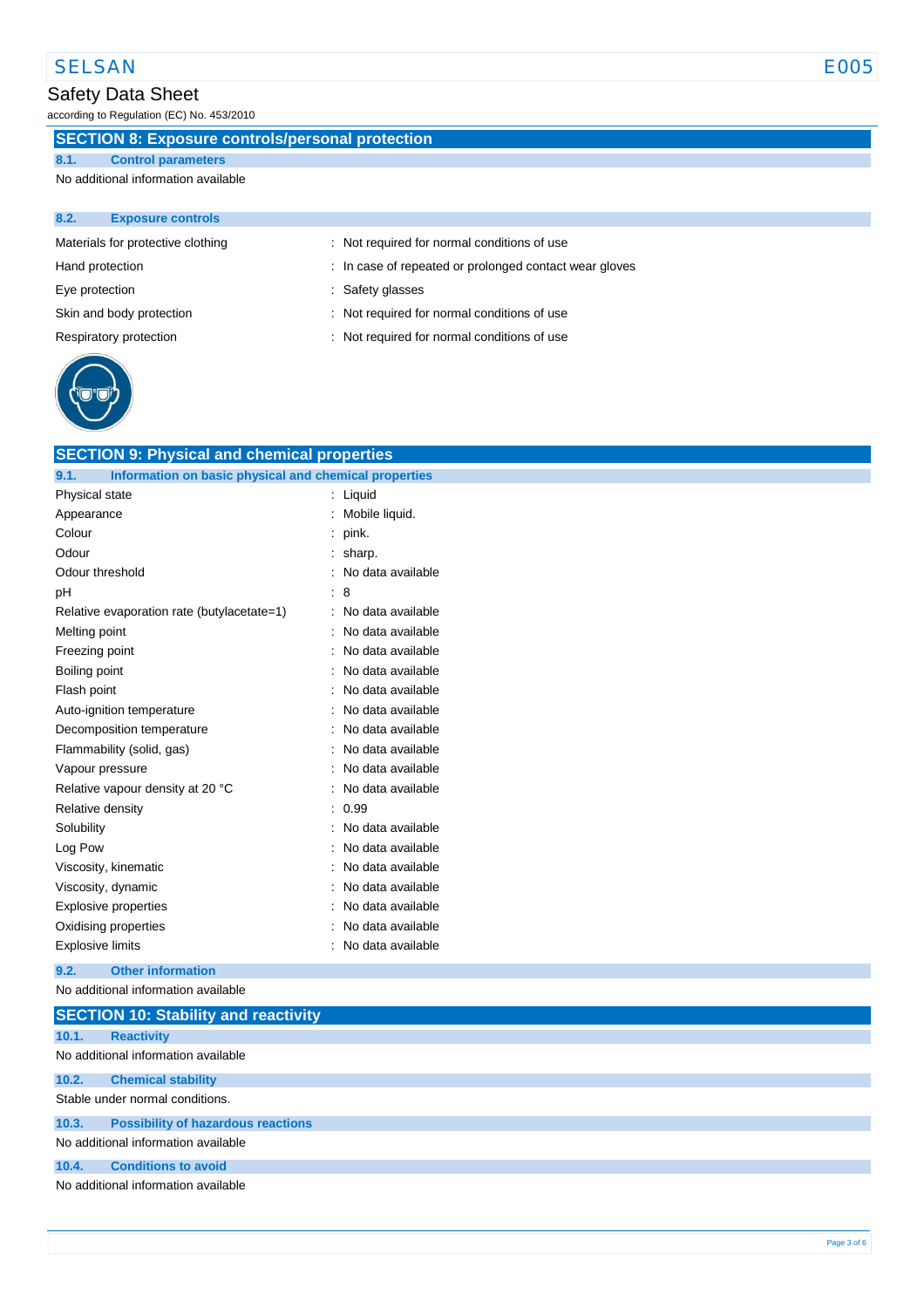## SECTION 8: Exposure controls/personal protection

### 8.1. Control parameters

No additional information available

### 8.2. Exposure controls

| | |
|---|---|
| Materials for protective clothing | : Not required for normal conditions of use |
| Hand protection | : In case of repeated or prolonged contact wear gloves |
| Eye protection | : Safety glasses |
| Skin and body protection | : Not required for normal conditions of use |
| Respiratory protection | : Not required for normal conditions of use |

## SECTION 9: Physical and chemical properties

### 9.1. Information on basic physical and chemical properties

| | |
|---|---|
| Physical state | : Liquid |
| Appearance | : Mobile liquid. |
| Colour | : pink. |
| Odour | : sharp. |
| Odour threshold | : No data available |
| pH | : 8 |
| Relative evaporation rate (butylacetate=1) | : No data available |
| Melting point | : No data available |
| Freezing point | : No data available |
| Boiling point | : No data available |
| Flash point | : No data available |
| Auto-ignition temperature | : No data available |
| Decomposition temperature | : No data available |
| Flammability (solid, gas) | : No data available |
| Vapour pressure | : No data available |
| Relative vapour density at 20 °C | : No data available |
| Relative density | : 0.99 |
| Solubility | : No data available |
| Log Pow | : No data available |
| Viscosity, kinematic | : No data available |
| Viscosity, dynamic | : No data available |
| Explosive properties | : No data available |
| Oxidising properties | : No data available |
| Explosive limits | : No data available |

### 9.2. Other information

No additional information available

## SECTION 10: Stability and reactivity

### 10.1. Reactivity

No additional information available

### 10.2. Chemical stability

Stable under normal conditions.

### 10.3. Possibility of hazardous reactions

No additional information available

### 10.4. Conditions to avoid

No additional information available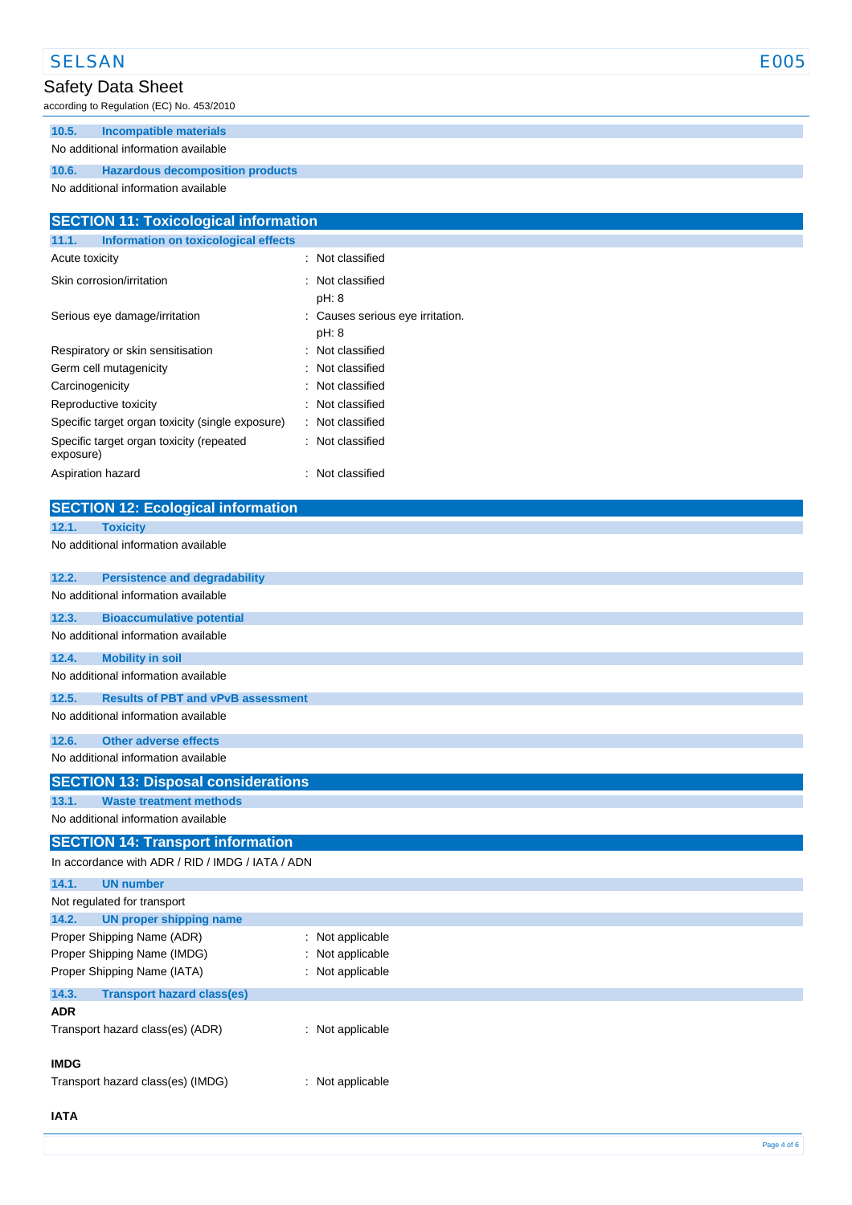#### 10.5. Incompatible materials

No additional information available

#### 10.6. Hazardous decomposition products

No additional information available

## SECTION 11: Toxicological information

#### 11.1. Information on toxicological effects

| | |
|---|---|
| Acute toxicity | : Not classified |
| Skin corrosion/irritation | : Not classified<br>pH: 8 |
| Serious eye damage/irritation | : Causes serious eye irritation.<br>pH: 8 |
| Respiratory or skin sensitisation | : Not classified |
| Germ cell mutagenicity | : Not classified |
| Carcinogenicity | : Not classified |
| Reproductive toxicity | : Not classified |
| Specific target organ toxicity (single exposure) | : Not classified |
| Specific target organ toxicity (repeated exposure) | : Not classified |
| Aspiration hazard | : Not classified |

## SECTION 12: Ecological information

#### 12.1. Toxicity

No additional information available

#### 12.2. Persistence and degradability

No additional information available

#### 12.3. Bioaccumulative potential

No additional information available

#### 12.4. Mobility in soil

No additional information available

#### 12.5. Results of PBT and vPvB assessment

No additional information available

#### 12.6. Other adverse effects

No additional information available

## SECTION 13: Disposal considerations

#### 13.1. Waste treatment methods

No additional information available

## SECTION 14: Transport information

In accordance with ADR / RID / IMDG / IATA / ADN

#### 14.1. UN number

Not regulated for transport

#### 14.2. UN proper shipping name

| | |
|---|---|
| Proper Shipping Name (ADR) | : Not applicable |
| Proper Shipping Name (IMDG) | : Not applicable |
| Proper Shipping Name (IATA) | : Not applicable |

#### 14.3. Transport hazard class(es)

**ADR**

Transport hazard class(es) (ADR) : Not applicable

**IMDG**

Transport hazard class(es) (IMDG) : Not applicable

**IATA**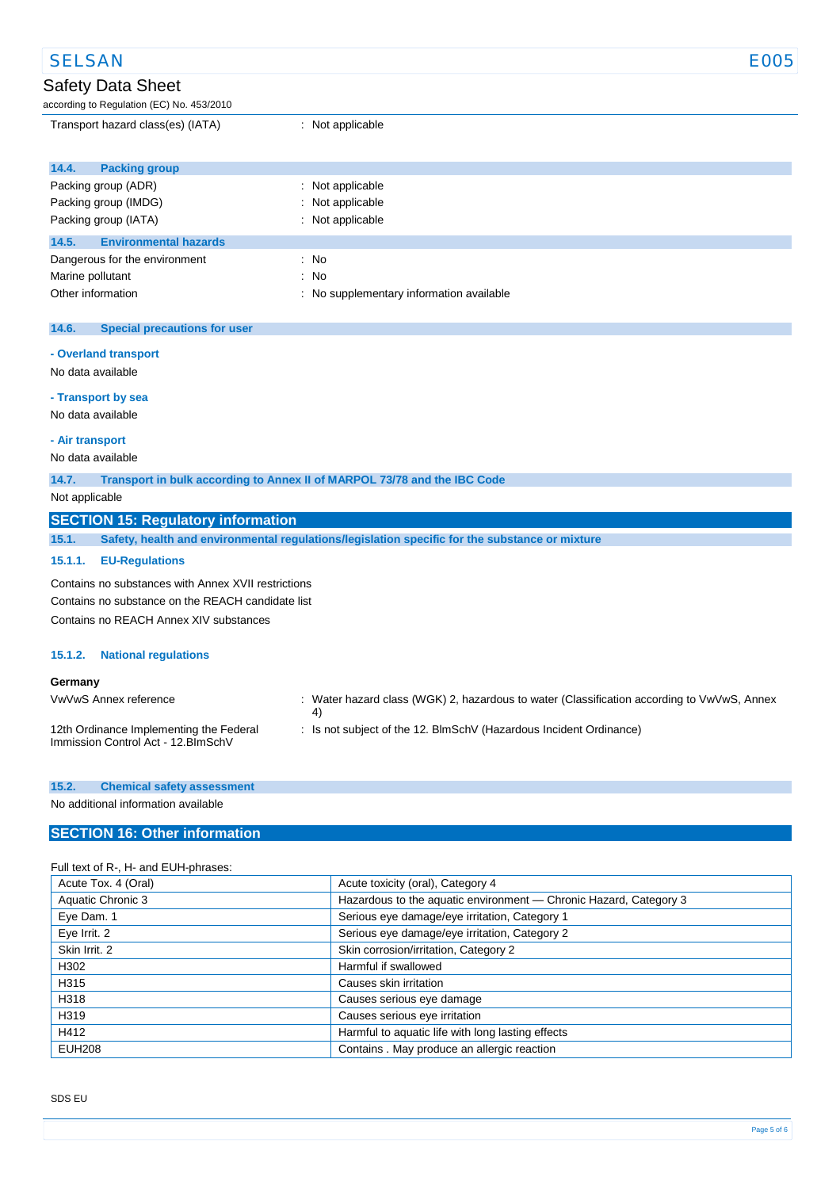Transport hazard class(es) (IATA) : Not applicable

### 14.4. Packing group

Packing group (ADR) : Not applicable
Packing group (IMDG) : Not applicable
Packing group (IATA) : Not applicable

### 14.5. Environmental hazards

Dangerous for the environment : No
Marine pollutant : No
Other information : No supplementary information available

### 14.6. Special precautions for user

**- Overland transport**

No data available

**- Transport by sea**

No data available

**- Air transport**

No data available

### 14.7. Transport in bulk according to Annex II of MARPOL 73/78 and the IBC Code

Not applicable

## SECTION 15: Regulatory information

### 15.1. Safety, health and environmental regulations/legislation specific for the substance or mixture

#### 15.1.1. EU-Regulations

Contains no substances with Annex XVII restrictions
Contains no substance on the REACH candidate list
Contains no REACH Annex XIV substances

#### 15.1.2. National regulations

**Germany**

VwVwS Annex reference : Water hazard class (WGK) 2, hazardous to water (Classification according to VwVwS, Annex 4)

12th Ordinance Implementing the Federal Immission Control Act - 12.BImSchV : Is not subject of the 12. BlmSchV (Hazardous Incident Ordinance)

### 15.2. Chemical safety assessment

No additional information available

## SECTION 16: Other information

Full text of R-, H- and EUH-phrases:

| | |
|---|---|
| Acute Tox. 4 (Oral) | Acute toxicity (oral), Category 4 |
| Aquatic Chronic 3 | Hazardous to the aquatic environment — Chronic Hazard, Category 3 |
| Eye Dam. 1 | Serious eye damage/eye irritation, Category 1 |
| Eye Irrit. 2 | Serious eye damage/eye irritation, Category 2 |
| Skin Irrit. 2 | Skin corrosion/irritation, Category 2 |
| H302 | Harmful if swallowed |
| H315 | Causes skin irritation |
| H318 | Causes serious eye damage |
| H319 | Causes serious eye irritation |
| H412 | Harmful to aquatic life with long lasting effects |
| EUH208 | Contains . May produce an allergic reaction |

SDS EU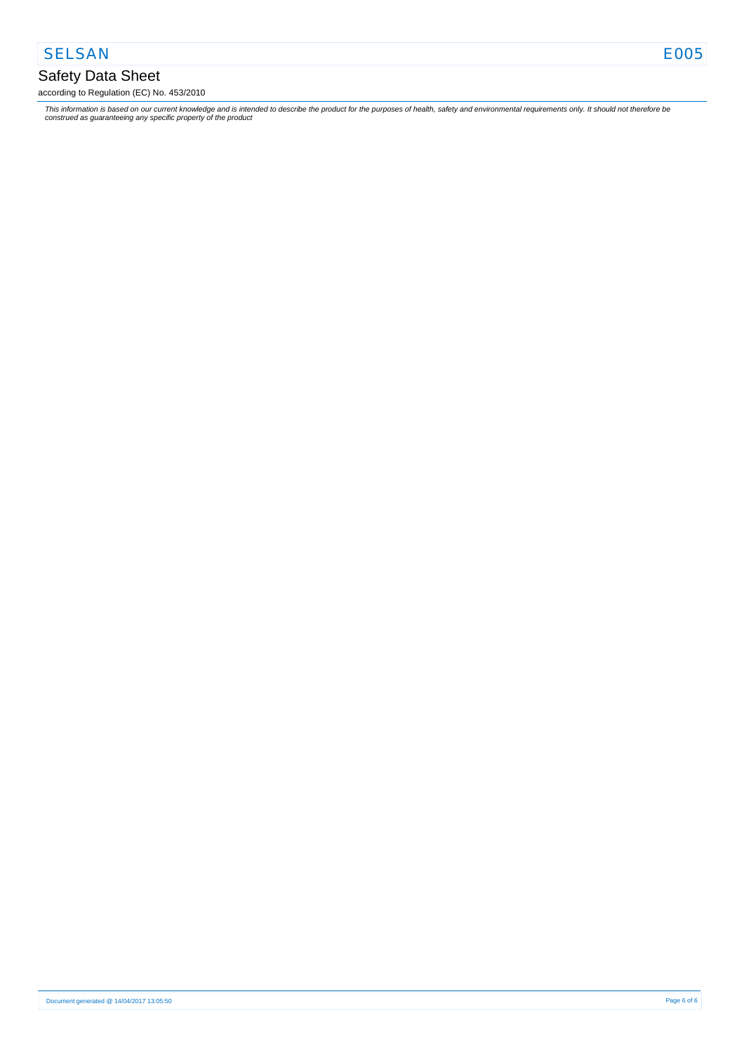*This information is based on our current knowledge and is intended to describe the product for the purposes of health, safety and environmental requirements only. It should not therefore be construed as guaranteeing any specific property of the product*